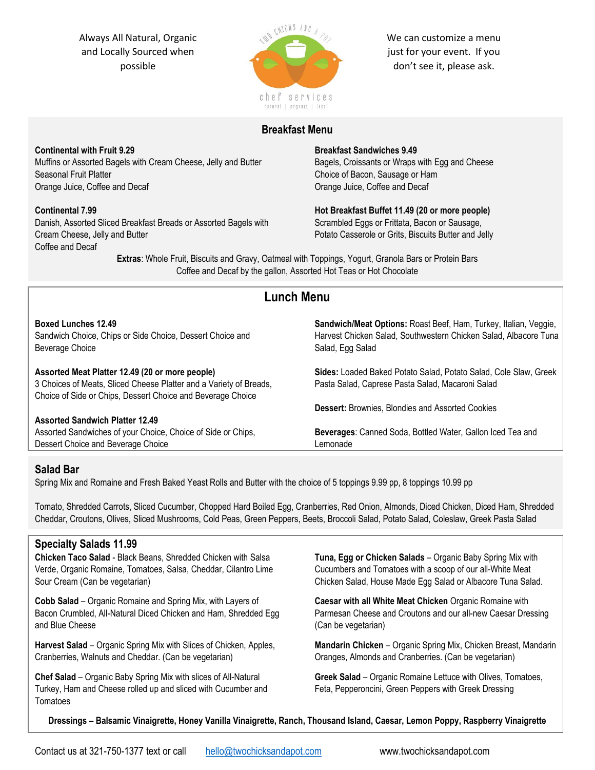Always All Natural, Organic and Locally Sourced when possible

Two Chicks and a Pot
chef services
natural | organic | local

We can customize a menu just for your event. If you don't see it, please ask.

## Breakfast Menu

**Continental with Fruit 9.29**
Muffins or Assorted Bagels with Cream Cheese, Jelly and Butter
Seasonal Fruit Platter
Orange Juice, Coffee and Decaf

**Continental 7.99**
Danish, Assorted Sliced Breakfast Breads or Assorted Bagels with Cream Cheese, Jelly and Butter
Coffee and Decaf

**Breakfast Sandwiches 9.49**
Bagels, Croissants or Wraps with Egg and Cheese
Choice of Bacon, Sausage or Ham
Orange Juice, Coffee and Decaf

**Hot Breakfast Buffet 11.49 (20 or more people)**
Scrambled Eggs or Frittata, Bacon or Sausage,
Potato Casserole or Grits, Biscuits Butter and Jelly

**Extras**: Whole Fruit, Biscuits and Gravy, Oatmeal with Toppings, Yogurt, Granola Bars or Protein Bars
Coffee and Decaf by the gallon, Assorted Hot Teas or Hot Chocolate

## Lunch Menu

**Boxed Lunches 12.49**
Sandwich Choice, Chips or Side Choice, Dessert Choice and Beverage Choice

**Assorted Meat Platter 12.49 (20 or more people)**
3 Choices of Meats, Sliced Cheese Platter and a Variety of Breads, Choice of Side or Chips, Dessert Choice and Beverage Choice

**Assorted Sandwich Platter 12.49**
Assorted Sandwiches of your Choice, Choice of Side or Chips, Dessert Choice and Beverage Choice

**Sandwich/Meat Options:** Roast Beef, Ham, Turkey, Italian, Veggie, Harvest Chicken Salad, Southwestern Chicken Salad, Albacore Tuna Salad, Egg Salad

**Sides:** Loaded Baked Potato Salad, Potato Salad, Cole Slaw, Greek Pasta Salad, Caprese Pasta Salad, Macaroni Salad

**Dessert:** Brownies, Blondies and Assorted Cookies

**Beverages**: Canned Soda, Bottled Water, Gallon Iced Tea and Lemonade

## Salad Bar

Spring Mix and Romaine and Fresh Baked Yeast Rolls and Butter with the choice of 5 toppings 9.99 pp, 8 toppings 10.99 pp

Tomato, Shredded Carrots, Sliced Cucumber, Chopped Hard Boiled Egg, Cranberries, Red Onion, Almonds, Diced Chicken, Diced Ham, Shredded Cheddar, Croutons, Olives, Sliced Mushrooms, Cold Peas, Green Peppers, Beets, Broccoli Salad, Potato Salad, Coleslaw, Greek Pasta Salad

## Specialty Salads 11.99

**Chicken Taco Salad** - Black Beans, Shredded Chicken with Salsa Verde, Organic Romaine, Tomatoes, Salsa, Cheddar, Cilantro Lime Sour Cream (Can be vegetarian)

**Cobb Salad** – Organic Romaine and Spring Mix, with Layers of Bacon Crumbled, All-Natural Diced Chicken and Ham, Shredded Egg and Blue Cheese

**Harvest Salad** – Organic Spring Mix with Slices of Chicken, Apples, Cranberries, Walnuts and Cheddar. (Can be vegetarian)

**Chef Salad** – Organic Baby Spring Mix with slices of All-Natural Turkey, Ham and Cheese rolled up and sliced with Cucumber and Tomatoes

**Tuna, Egg or Chicken Salads** – Organic Baby Spring Mix with Cucumbers and Tomatoes with a scoop of our all-White Meat Chicken Salad, House Made Egg Salad or Albacore Tuna Salad.

**Caesar with all White Meat Chicken** Organic Romaine with Parmesan Cheese and Croutons and our all-new Caesar Dressing (Can be vegetarian)

**Mandarin Chicken** – Organic Spring Mix, Chicken Breast, Mandarin Oranges, Almonds and Cranberries. (Can be vegetarian)

**Greek Salad** – Organic Romaine Lettuce with Olives, Tomatoes, Feta, Pepperoncini, Green Peppers with Greek Dressing

**Dressings – Balsamic Vinaigrette, Honey Vanilla Vinaigrette, Ranch, Thousand Island, Caesar, Lemon Poppy, Raspberry Vinaigrette**

Contact us at 321-750-1377 text or call hello@twochicksandapot.com www.twochicksandapot.com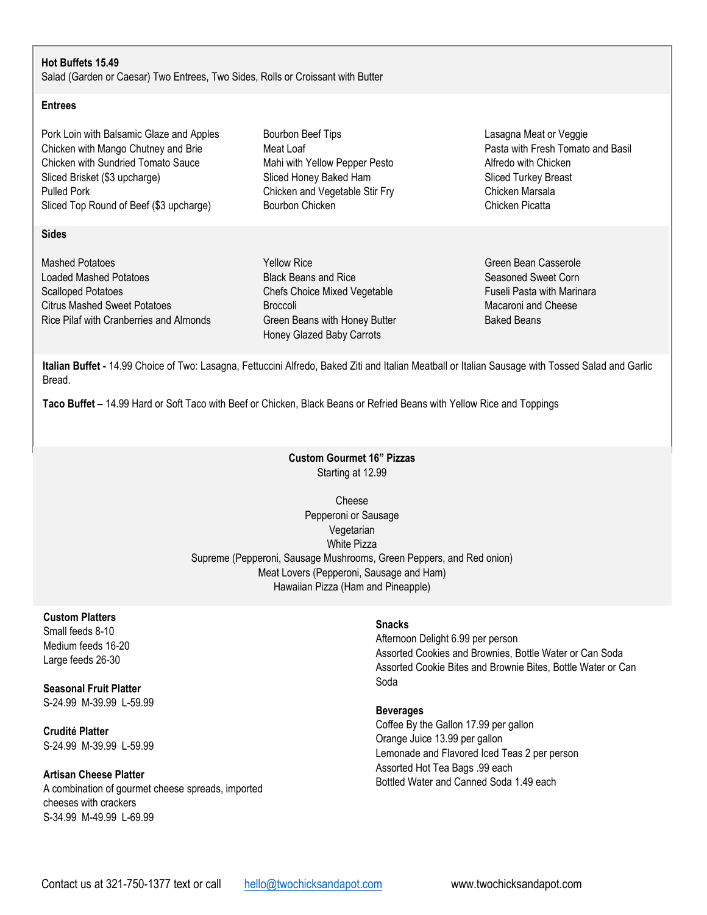**Hot Buffets 15.49**
Salad (Garden or Caesar) Two Entrees, Two Sides, Rolls or Croissant with Butter

### Entrees

Pork Loin with Balsamic Glaze and Apples
Chicken with Mango Chutney and Brie
Chicken with Sundried Tomato Sauce
Sliced Brisket ($3 upcharge)
Pulled Pork
Sliced Top Round of Beef ($3 upcharge)

Bourbon Beef Tips
Meat Loaf
Mahi with Yellow Pepper Pesto
Sliced Honey Baked Ham
Chicken and Vegetable Stir Fry
Bourbon Chicken

Lasagna Meat or Veggie
Pasta with Fresh Tomato and Basil
Alfredo with Chicken
Sliced Turkey Breast
Chicken Marsala
Chicken Picatta

### Sides

Mashed Potatoes
Loaded Mashed Potatoes
Scalloped Potatoes
Citrus Mashed Sweet Potatoes
Rice Pilaf with Cranberries and Almonds

Yellow Rice
Black Beans and Rice
Chefs Choice Mixed Vegetable
Broccoli
Green Beans with Honey Butter
Honey Glazed Baby Carrots

Green Bean Casserole
Seasoned Sweet Corn
Fuseli Pasta with Marinara
Macaroni and Cheese
Baked Beans

**Italian Buffet -** 14.99 Choice of Two: Lasagna, Fettuccini Alfredo, Baked Ziti and Italian Meatball or Italian Sausage with Tossed Salad and Garlic Bread.

**Taco Buffet –** 14.99 Hard or Soft Taco with Beef or Chicken, Black Beans or Refried Beans with Yellow Rice and Toppings

### Custom Gourmet 16" Pizzas

Starting at 12.99

Cheese
Pepperoni or Sausage
Vegetarian
White Pizza
Supreme (Pepperoni, Sausage Mushrooms, Green Peppers, and Red onion)
Meat Lovers (Pepperoni, Sausage and Ham)
Hawaiian Pizza (Ham and Pineapple)

**Custom Platters**
Small feeds 8-10
Medium feeds 16-20
Large feeds 26-30

**Seasonal Fruit Platter**
S-24.99 M-39.99 L-59.99

**Crudité Platter**
S-24.99 M-39.99 L-59.99

**Artisan Cheese Platter**
A combination of gourmet cheese spreads, imported cheeses with crackers
S-34.99 M-49.99 L-69.99

**Snacks**
Afternoon Delight 6.99 per person
Assorted Cookies and Brownies, Bottle Water or Can Soda
Assorted Cookie Bites and Brownie Bites, Bottle Water or Can Soda

**Beverages**
Coffee By the Gallon 17.99 per gallon
Orange Juice 13.99 per gallon
Lemonade and Flavored Iced Teas 2 per person
Assorted Hot Tea Bags .99 each
Bottled Water and Canned Soda 1.49 each

Contact us at 321-750-1377 text or call hello@twochicksandapot.com www.twochicksandapot.com